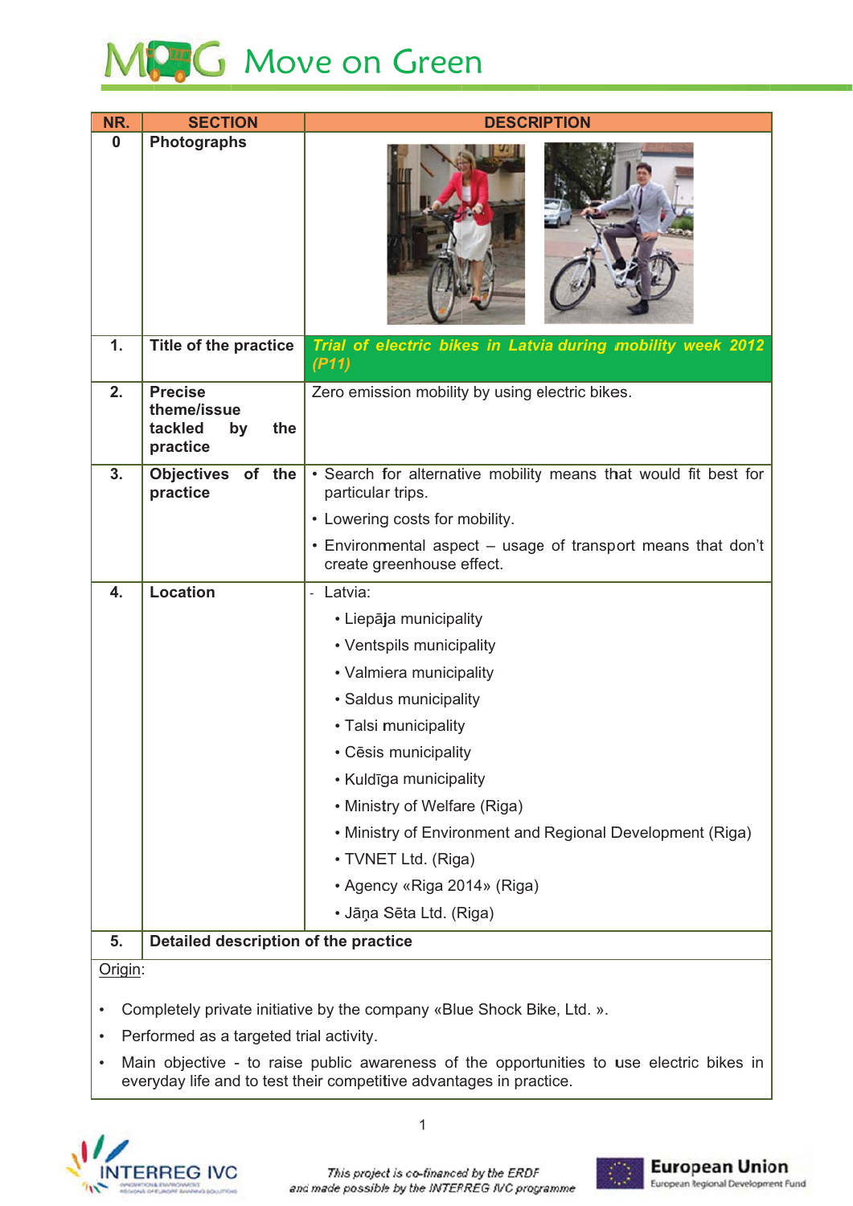# Move on Green

| NR. | SECTION | DESCRIPTION |
|---|---|---|
| 0 | Photographs | |
| 1. | Title of the practice | ***Trial of electric bikes in Latvia during mobility week 2012 (P11)*** |
| 2. | Precise theme/issue tackled by the practice | Zero emission mobility by using electric bikes. |
| 3. | Objectives of the practice | • Search for alternative mobility means that would fit best for particular trips.<br>• Lowering costs for mobility.<br>• Environmental aspect – usage of transport means that don't create greenhouse effect. |
| 4. | Location | - Latvia:<br>• Liepāja municipality<br>• Ventspils municipality<br>• Valmiera municipality<br>• Saldus municipality<br>• Talsi municipality<br>• Cēsis municipality<br>• Kuldīga municipality<br>• Ministry of Welfare (Riga)<br>• Ministry of Environment and Regional Development (Riga)<br>• TVNET Ltd. (Riga)<br>• Agency «Riga 2014» (Riga)<br>• Jāņa Sēta Ltd. (Riga) |
| 5. | Detailed description of the practice | |

Origin:

- Completely private initiative by the company «Blue Shock Bike, Ltd. ».
- Performed as a targeted trial activity.
- Main objective - to raise public awareness of the opportunities to use electric bikes in everyday life and to test their competitive advantages in practice.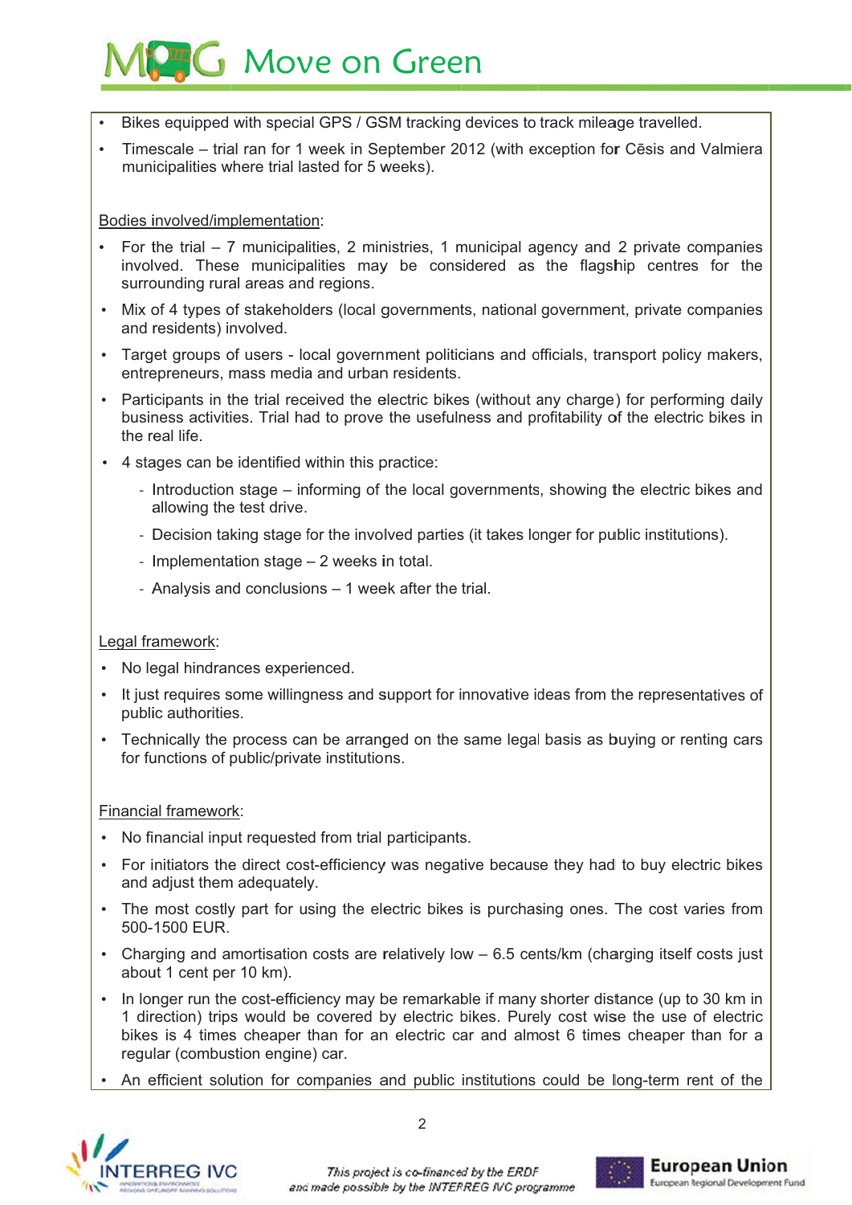- Bikes equipped with special GPS / GSM tracking devices to track mileage travelled.
- Timescale – trial ran for 1 week in September 2012 (with exception for Cēsis and Valmiera municipalities where trial lasted for 5 weeks).

<u>Bodies involved/implementation</u>:

- For the trial – 7 municipalities, 2 ministries, 1 municipal agency and 2 private companies involved. These municipalities may be considered as the flagship centres for the surrounding rural areas and regions.
- Mix of 4 types of stakeholders (local governments, national government, private companies and residents) involved.
- Target groups of users - local government politicians and officials, transport policy makers, entrepreneurs, mass media and urban residents.
- Participants in the trial received the electric bikes (without any charge) for performing daily business activities. Trial had to prove the usefulness and profitability of the electric bikes in the real life.
- 4 stages can be identified within this practice:
  - Introduction stage – informing of the local governments, showing the electric bikes and allowing the test drive.
  - Decision taking stage for the involved parties (it takes longer for public institutions).
  - Implementation stage – 2 weeks in total.
  - Analysis and conclusions – 1 week after the trial.

<u>Legal framework</u>:

- No legal hindrances experienced.
- It just requires some willingness and support for innovative ideas from the representatives of public authorities.
- Technically the process can be arranged on the same legal basis as buying or renting cars for functions of public/private institutions.

<u>Financial framework</u>:

- No financial input requested from trial participants.
- For initiators the direct cost-efficiency was negative because they had to buy electric bikes and adjust them adequately.
- The most costly part for using the electric bikes is purchasing ones. The cost varies from 500-1500 EUR.
- Charging and amortisation costs are relatively low – 6.5 cents/km (charging itself costs just about 1 cent per 10 km).
- In longer run the cost-efficiency may be remarkable if many shorter distance (up to 30 km in 1 direction) trips would be covered by electric bikes. Purely cost wise the use of electric bikes is 4 times cheaper than for an electric car and almost 6 times cheaper than for a regular (combustion engine) car.
- An efficient solution for companies and public institutions could be long-term rent of the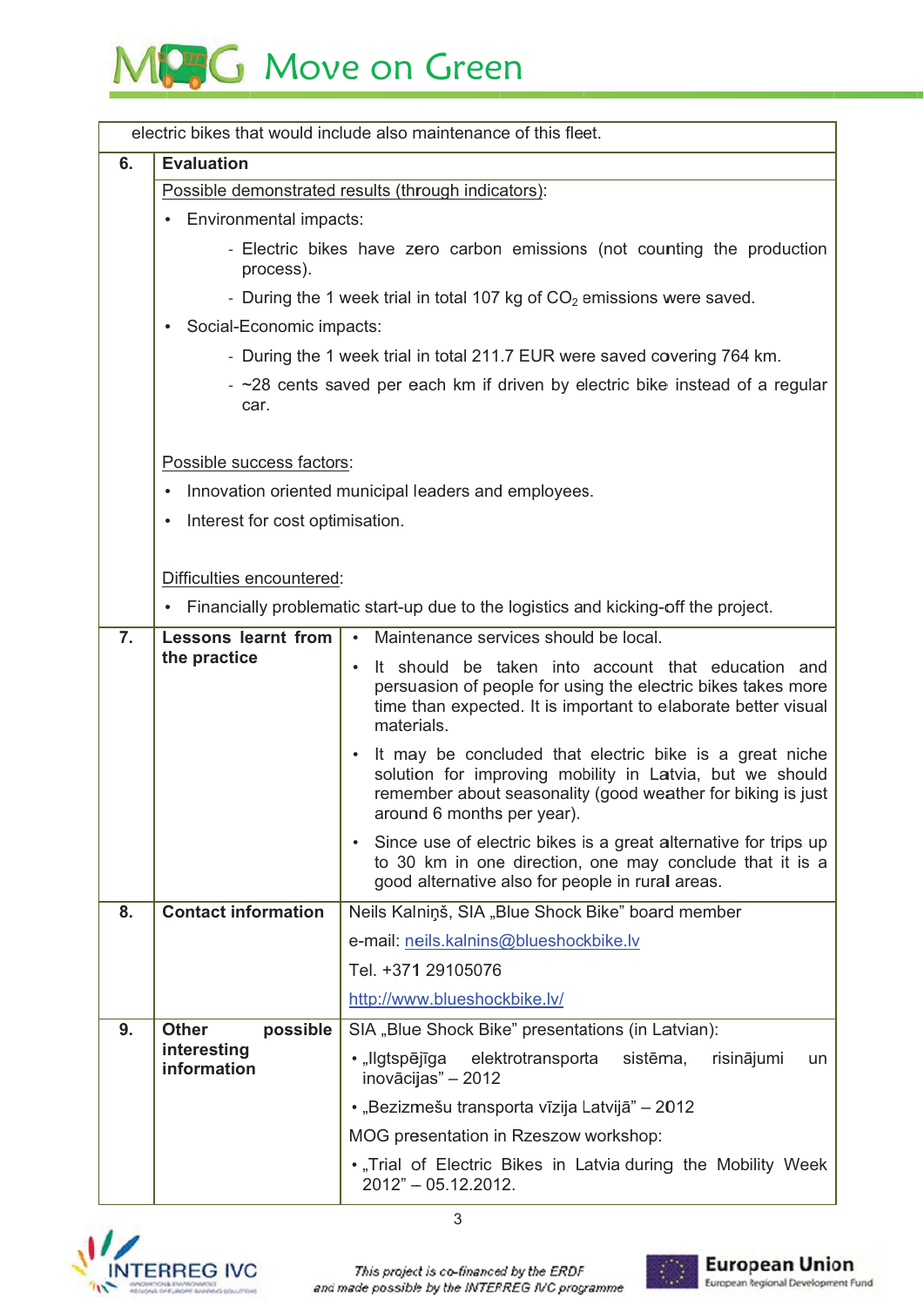| | | |
|---|---|---|
| | electric bikes that would include also maintenance of this fleet. | |
| **6.** | **Evaluation** | |
| | Possible demonstrated results (through indicators):<br>• Environmental impacts:<br>- Electric bikes have zero carbon emissions (not counting the production process).<br>- During the 1 week trial in total 107 kg of $CO_2$ emissions were saved.<br>• Social-Economic impacts:<br>- During the 1 week trial in total 211.7 EUR were saved covering 764 km.<br>- ~28 cents saved per each km if driven by electric bike instead of a regular car.<br><br>Possible success factors:<br>• Innovation oriented municipal leaders and employees.<br>• Interest for cost optimisation.<br><br>Difficulties encountered:<br>• Financially problematic start-up due to the logistics and kicking-off the project. | |
| **7.** | **Lessons learnt from the practice** | • Maintenance services should be local.<br>• It should be taken into account that education and persuasion of people for using the electric bikes takes more time than expected. It is important to elaborate better visual materials.<br>• It may be concluded that electric bike is a great niche solution for improving mobility in Latvia, but we should remember about seasonality (good weather for biking is just around 6 months per year).<br>• Since use of electric bikes is a great alternative for trips up to 30 km in one direction, one may conclude that it is a good alternative also for people in rural areas. |
| **8.** | **Contact information** | Neils Kalniņš, SIA „Blue Shock Bike" board member<br>e-mail: neils.kalnins@blueshockbike.lv<br>Tel. +371 29105076<br>http://www.blueshockbike.lv/ |
| **9.** | **Other possible interesting information** | SIA „Blue Shock Bike" presentations (in Latvian):<br>• „Ilgtspējīga elektrotransporta sistēma, risinājumi un inovācijas" – 2012<br>• „Bezizmešu transporta vīzija Latvijā" – 2012<br>MOG presentation in Rzeszow workshop:<br>• „Trial of Electric Bikes in Latvia during the Mobility Week 2012" – 05.12.2012. |